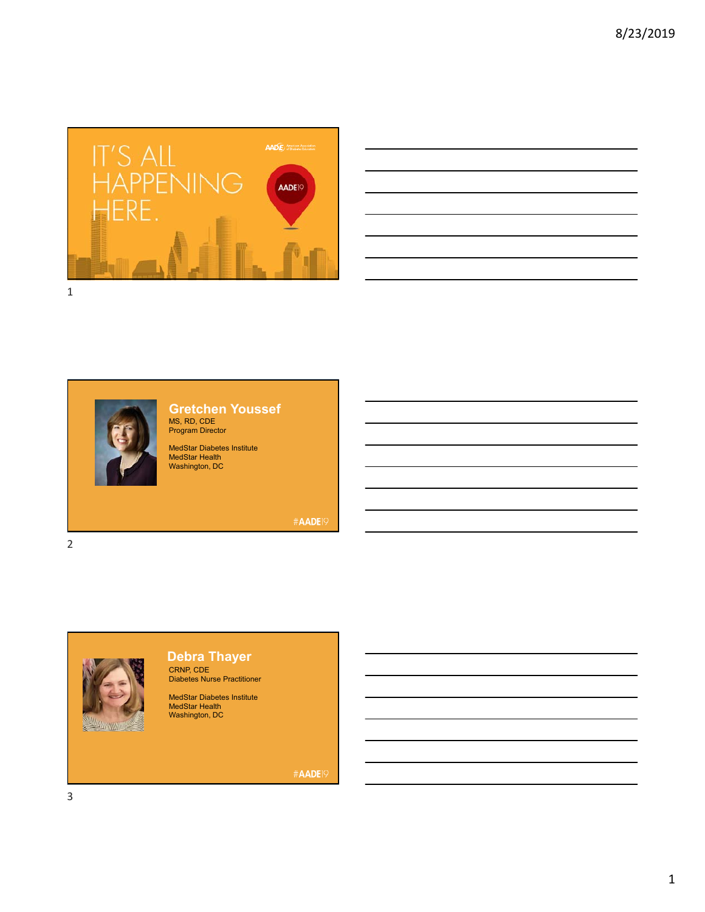IT'S ALL HAPPENING HERE.

AADE19

## Gretchen Youssef

MS, RD, CDE
Program Director

MedStar Diabetes Institute
MedStar Health
Washington, DC

#AADE19

## Debra Thayer

CRNP, CDE
Diabetes Nurse Practitioner

MedStar Diabetes Institute
MedStar Health
Washington, DC

#AADE19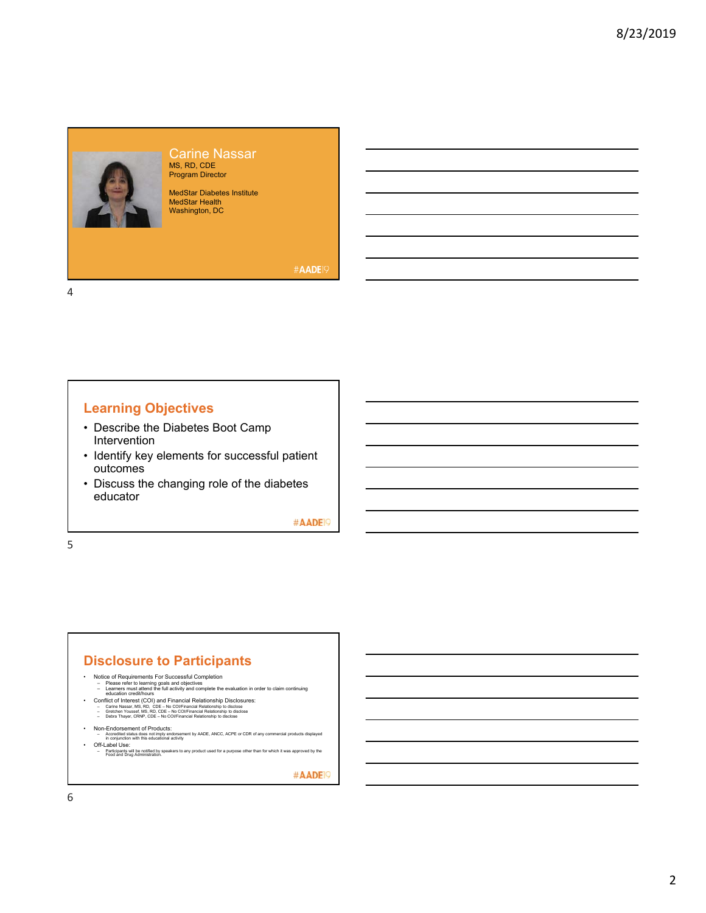Carine Nassar
MS, RD, CDE
Program Director

MedStar Diabetes Institute
MedStar Health
Washington, DC

#AADE19

## Learning Objectives

- Describe the Diabetes Boot Camp Intervention
- Identify key elements for successful patient outcomes
- Discuss the changing role of the diabetes educator

#AADE19

## Disclosure to Participants

- Notice of Requirements For Successful Completion
  - Please refer to learning goals and objectives
  - Learners must attend the full activity and complete the evaluation in order to claim continuing education credit/hours
- Conflict of Interest (COI) and Financial Relationship Disclosures:
  - Carine Nassar, MS, RD, CDE – No COI/Financial Relationship to disclose
  - Gretchen Youssef, MS, RD, CDE – No COI/Financial Relationship to disclose
  - Debra Thayer, CRNP, CDE – No COI/Financial Relationship to disclose
- Non-Endorsement of Products:
  - Accredited status does not imply endorsement by AADE, ANCC, ACPE or CDR of any commercial products displayed in conjunction with this educational activity
- Off-Label Use:
  - Participants will be notified by speakers to any product used for a purpose other than for which it was approved by the Food and Drug Administration.

#AADE19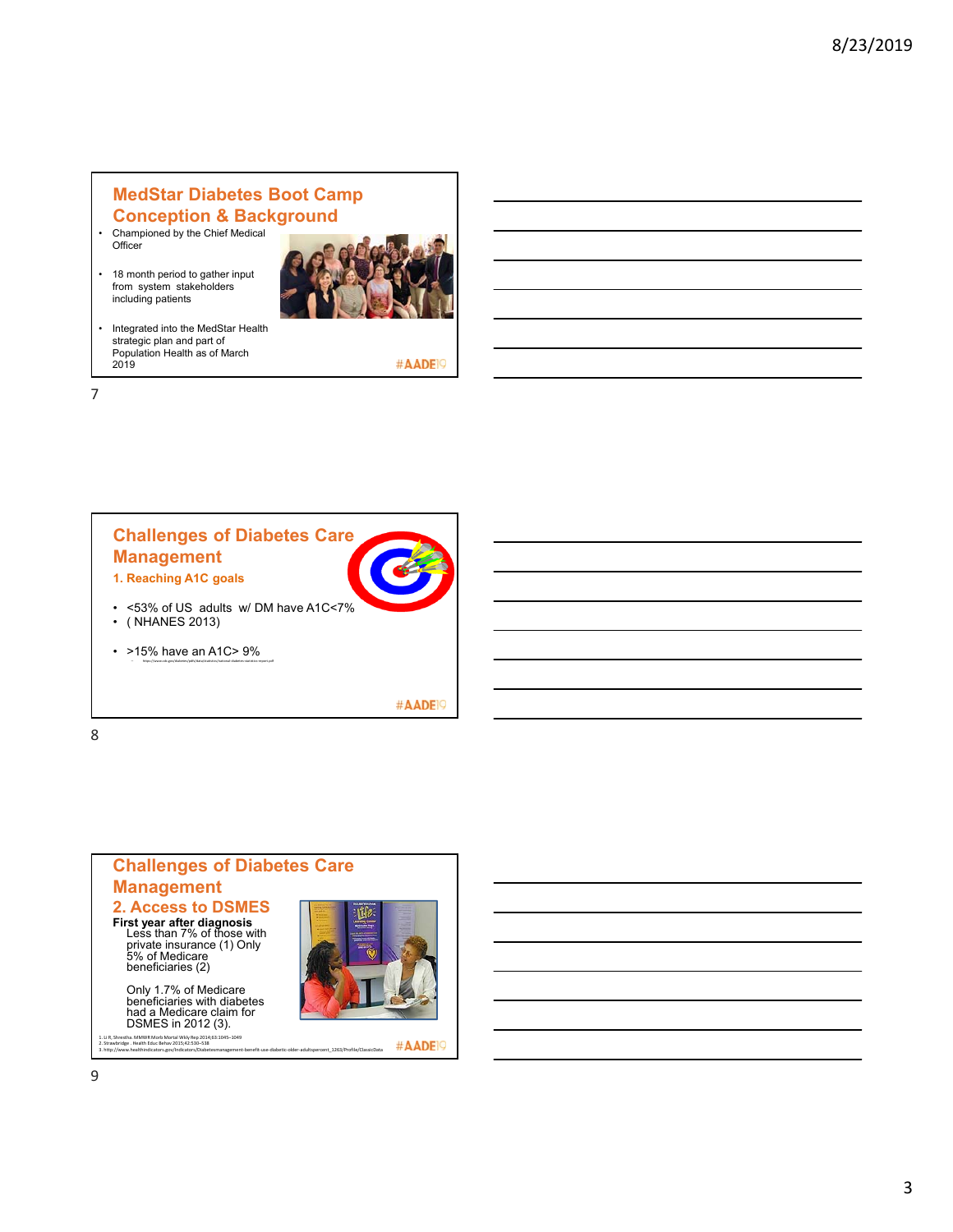## MedStar Diabetes Boot Camp Conception & Background

- Championed by the Chief Medical Officer
- 18 month period to gather input from system stakeholders including patients
- Integrated into the MedStar Health strategic plan and part of Population Health as of March 2019

#AADE19

## Challenges of Diabetes Care Management

### 1. Reaching A1C goals

- <53% of US adults w/ DM have A1C<7%
- ( NHANES 2013)
- >15% have an A1C> 9%
  - https://www.cdc.gov/diabetes/pdfs/data/statistics/national-diabetes-statistics-report.pdf

#AADE19

## Challenges of Diabetes Care Management

### 2. Access to DSMES

**First year after diagnosis**
Less than 7% of those with private insurance (1) Only 5% of Medicare beneficiaries (2)

Only 1.7% of Medicare beneficiaries with diabetes had a Medicare claim for DSMES in 2012 (3).

1. Li R, Shrestha. MMWR Morb Mortal Wkly Rep 2014;63:1045–1049
2. Strawbridge . Health Educ Behav 2015;42:530–538
3. http://www.healthindicators.gov/Indicators/Diabetesmanagement-benefit-use-diabetic-older-adultspercent_1263/Profile/ClassicData

#AADE19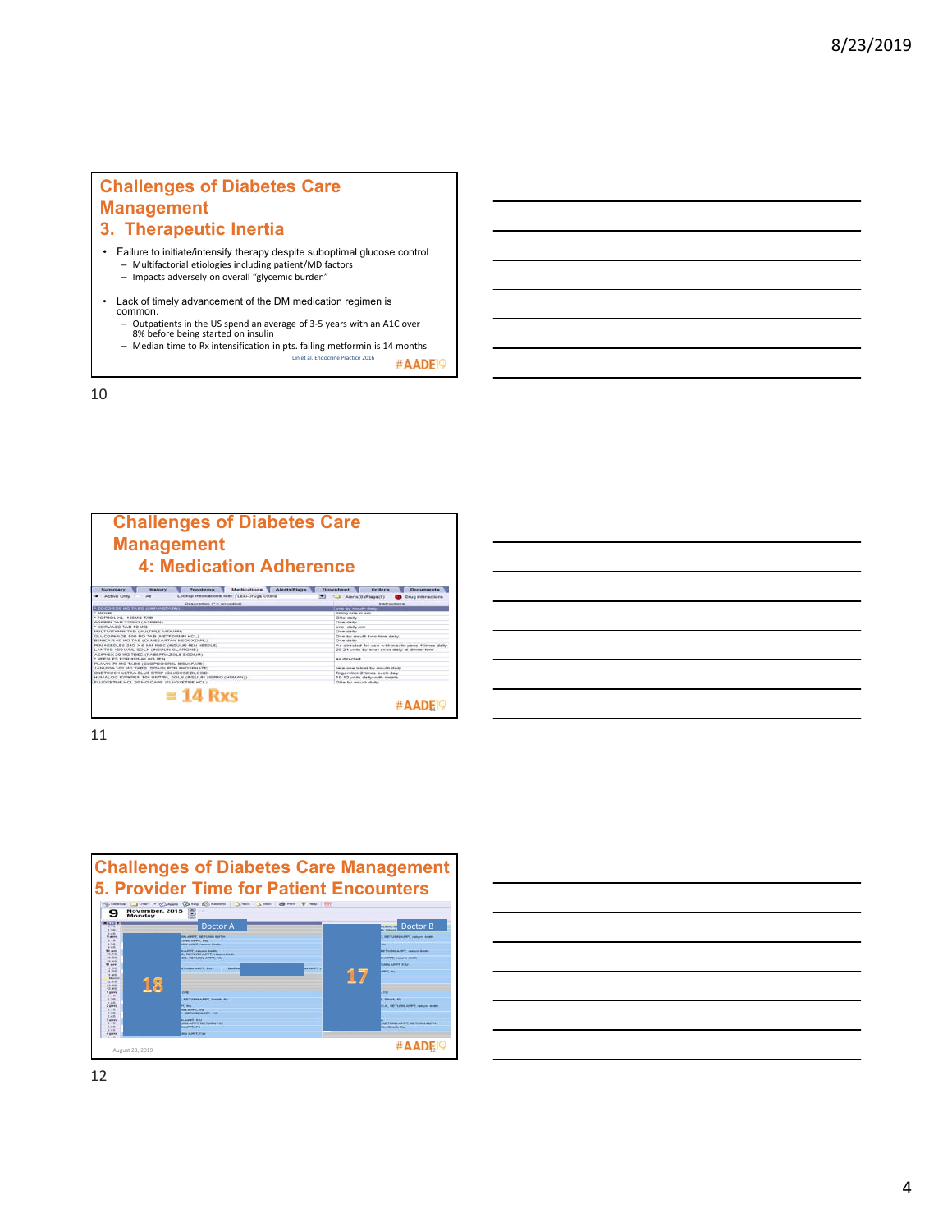## Challenges of Diabetes Care Management
### 3. Therapeutic Inertia

- Failure to initiate/intensify therapy despite suboptimal glucose control
  - Multifactorial etiologies including patient/MD factors
  - Impacts adversely on overall "glycemic burden"
- Lack of timely advancement of the DM medication regimen is common.
  - Outpatients in the US spend an average of 3-5 years with an A1C over 8% before being started on insulin
  - Median time to Rx intensification in pts. failing metformin is 14 months

Lin et al. Endocrine Practice 2016

#AADE19

## Challenges of Diabetes Care Management
### 4: Medication Adherence

= 14 Rxs

#AADE19

## Challenges of Diabetes Care Management
### 5. Provider Time for Patient Encounters

Doctor A — 18

Doctor B — 17

August 23, 2019

#AADE19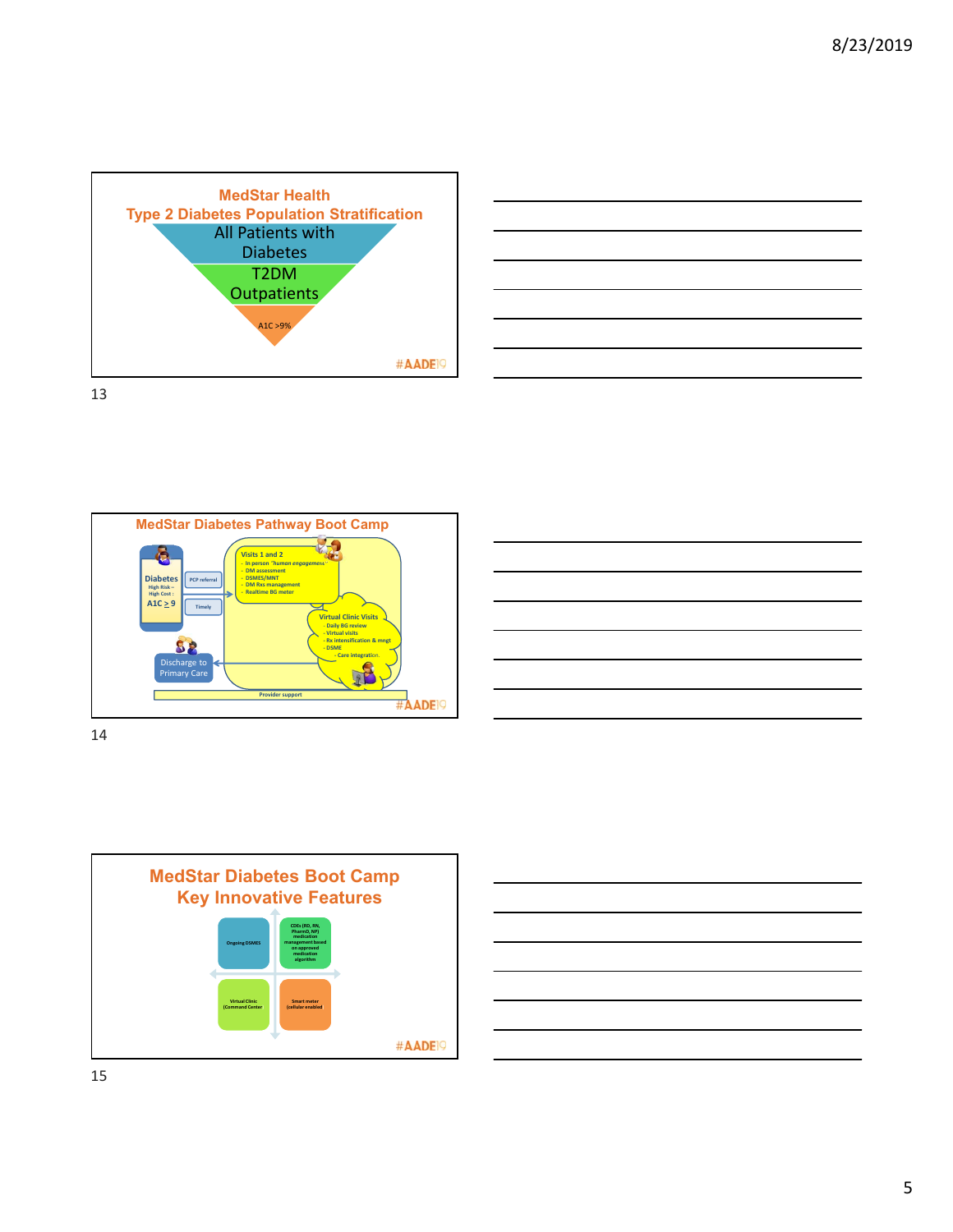## MedStar Health
## Type 2 Diabetes Population Stratification

- All Patients with Diabetes
- T2DM Outpatients
- A1C >9%

#AADE19

## MedStar Diabetes Pathway Boot Camp

Diabetes
High Risk –
High Cost :
A1C ≥ 9

PCP referral

Timely

Visits 1 and 2
- In person "human engagement"
- DM assessment
- DSMES/MNT
- DM Rxs management
- Realtime BG meter

Virtual Clinic Visits
- Daily BG review
- Virtual visits
- Rx intensification & mngt
- DSME
- Care integration

Discharge to Primary Care

Provider support

#AADE19

## MedStar Diabetes Boot Camp
## Key Innovative Features

- Ongoing DSMES
- CDEs (RD, RN, PharmD, NP) medication management based on approved medication algorithm
- Virtual Clinic (Command Center
- Smart meter (cellular enabled

#AADE19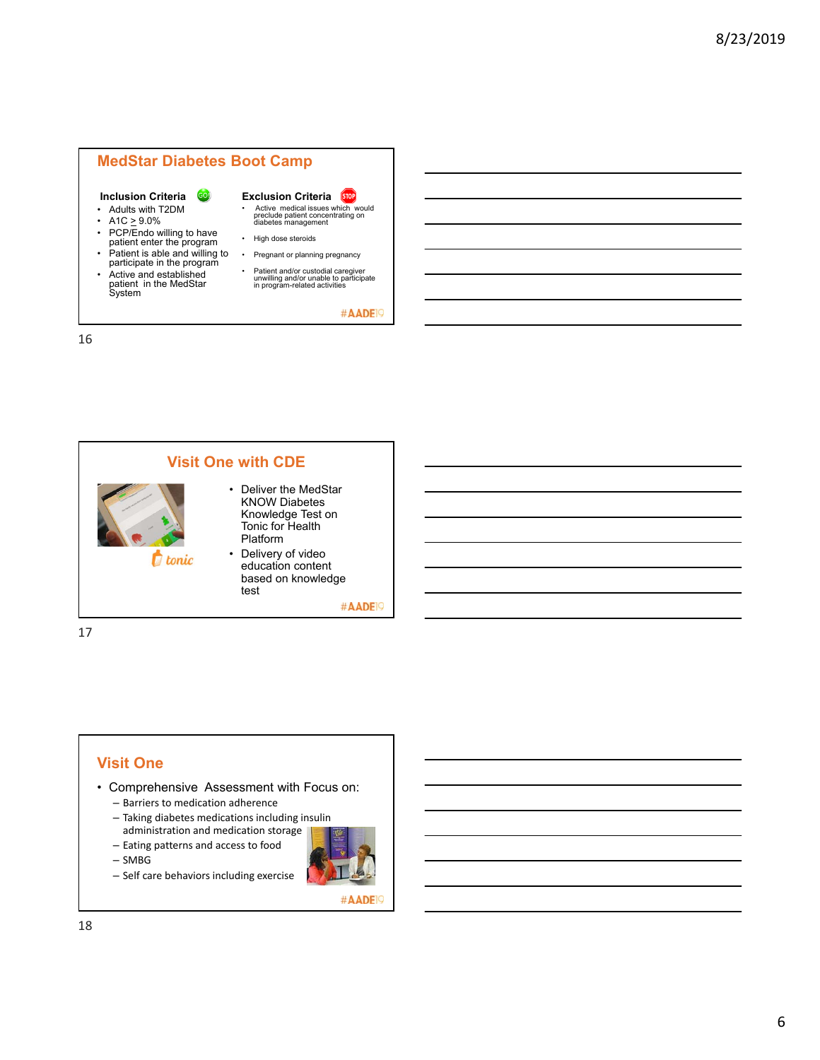## MedStar Diabetes Boot Camp

**Inclusion Criteria**

- Adults with T2DM
- A1C $\geq$ 9.0%
- PCP/Endo willing to have patient enter the program
- Patient is able and willing to participate in the program
- Active and established patient in the MedStar System

**Exclusion Criteria**

- Active medical issues which would preclude patient concentrating on diabetes management
- High dose steroids
- Pregnant or planning pregnancy
- Patient and/or custodial caregiver unwilling and/or unable to participate in program-related activities

#AADE19

## Visit One with CDE

- Deliver the MedStar KNOW Diabetes Knowledge Test on Tonic for Health Platform
- Delivery of video education content based on knowledge test

#AADE19

## Visit One

- Comprehensive Assessment with Focus on:
  - Barriers to medication adherence
  - Taking diabetes medications including insulin administration and medication storage
  - Eating patterns and access to food
  - SMBG
  - Self care behaviors including exercise

#AADE19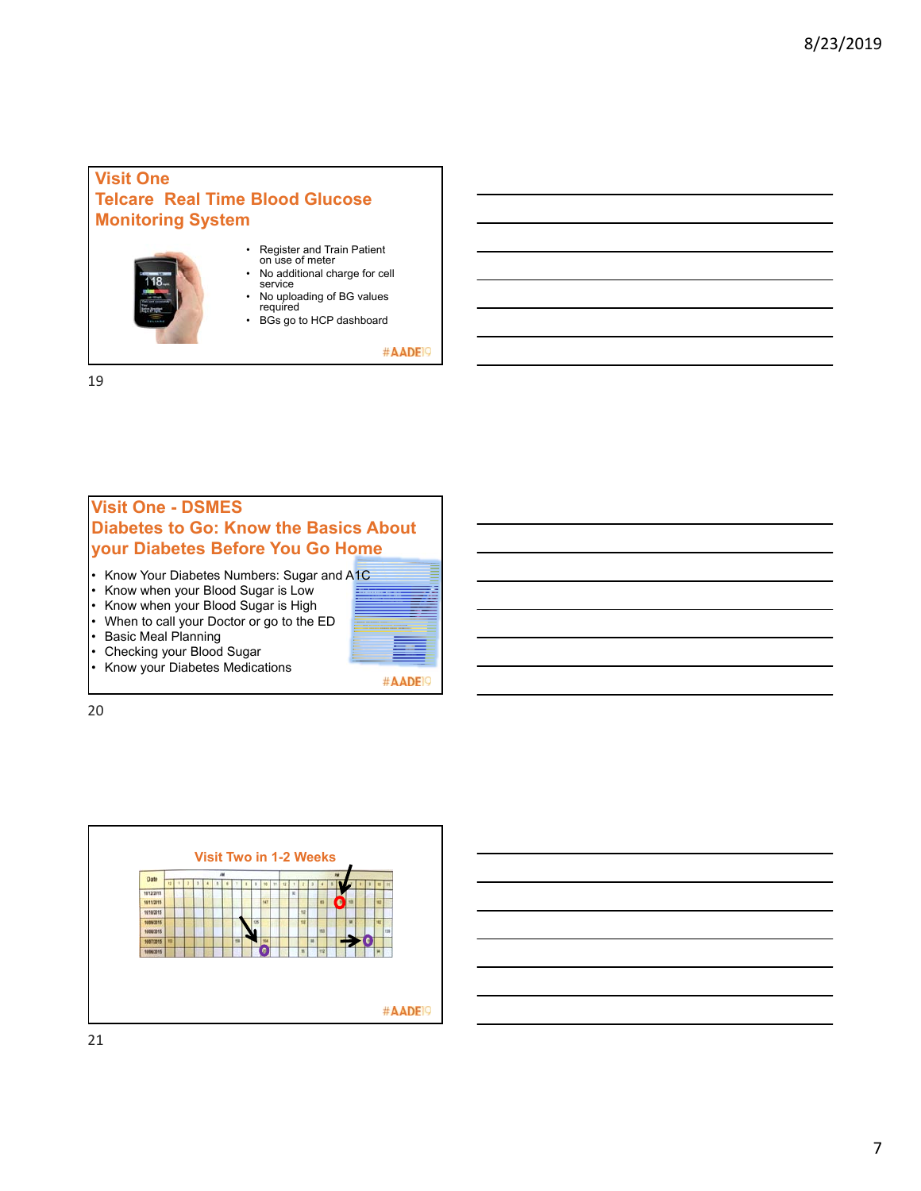## Visit One
## Telcare Real Time Blood Glucose Monitoring System

- Register and Train Patient on use of meter
- No additional charge for cell service
- No uploading of BG values required
- BGs go to HCP dashboard

#AADE19

## Visit One - DSMES
## Diabetes to Go: Know the Basics About your Diabetes Before You Go Home

- Know Your Diabetes Numbers: Sugar and A1C
- Know when your Blood Sugar is Low
- Know when your Blood Sugar is High
- When to call your Doctor or go to the ED
- Basic Meal Planning
- Checking your Blood Sugar
- Know your Diabetes Medications

#AADE19

## Visit Two in 1-2 Weeks

#AADE19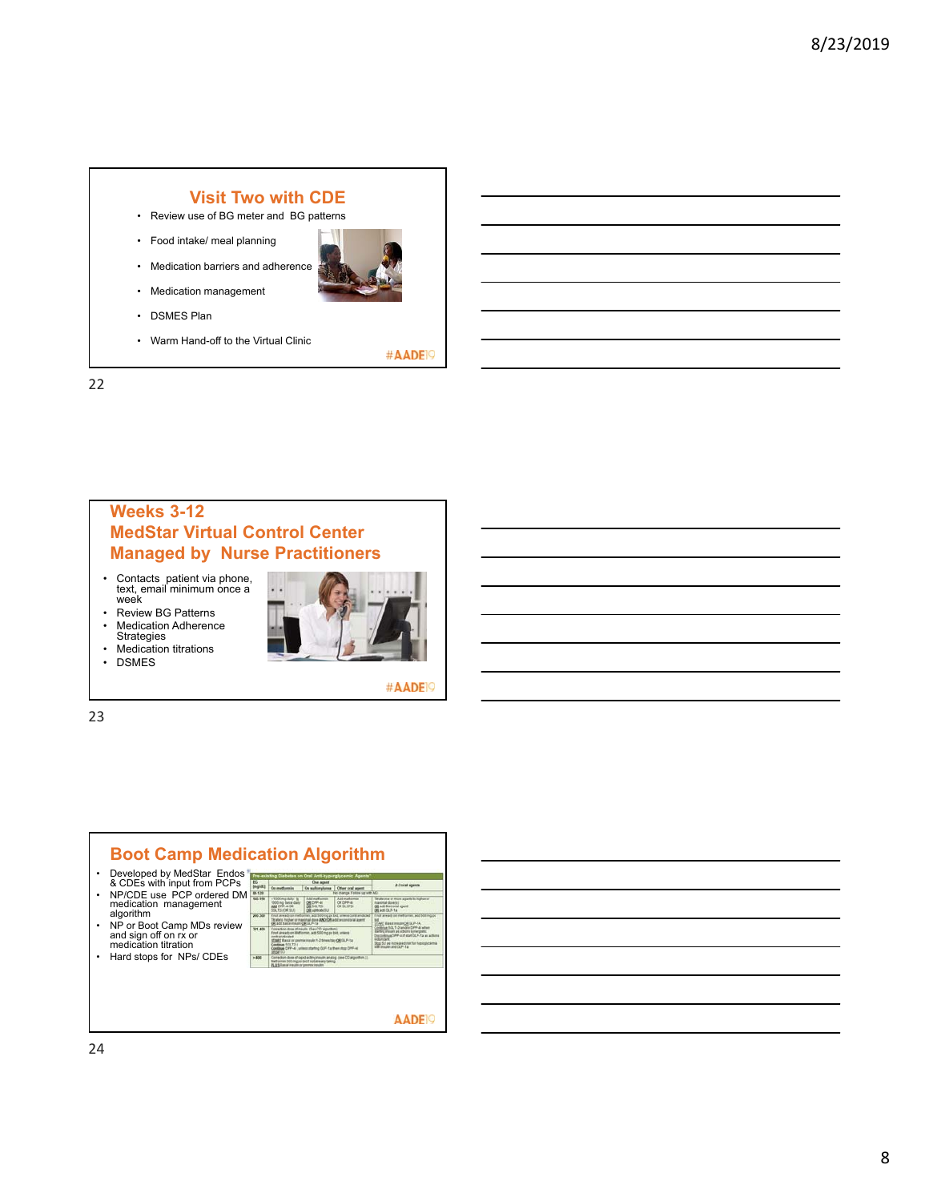## Visit Two with CDE

- Review use of BG meter and BG patterns
- Food intake/ meal planning
- Medication barriers and adherence
- Medication management
- DSMES Plan
- Warm Hand-off to the Virtual Clinic

#AADE19

## Weeks 3-12 MedStar Virtual Control Center Managed by Nurse Practitioners

- Contacts patient via phone, text, email minimum once a week
- Review BG Patterns
- Medication Adherence Strategies
- Medication titrations
- DSMES

#AADE19

## Boot Camp Medication Algorithm

- Developed by MedStar Endos & CDEs with input from PCPs
- NP/CDE use PCP ordered DM medication management algorithm
- NP or Boot Camp MDs review and sign off on rx or medication titration
- Hard stops for NPs/ CDEs

AADE19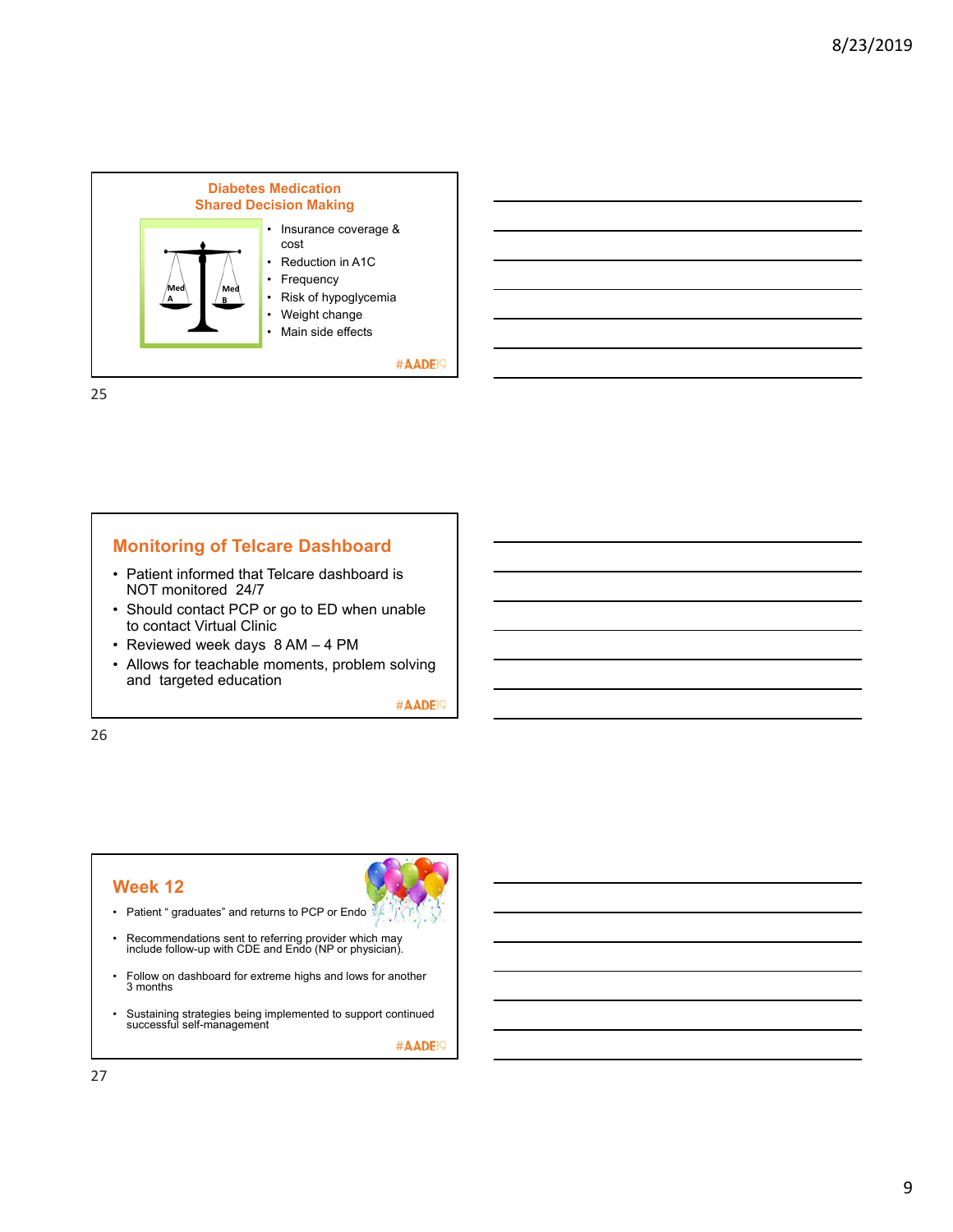## Diabetes Medication Shared Decision Making

Med A | Med B

- Insurance coverage & cost
- Reduction in A1C
- Frequency
- Risk of hypoglycemia
- Weight change
- Main side effects

#AADE19

## Monitoring of Telcare Dashboard

- Patient informed that Telcare dashboard is NOT monitored 24/7
- Should contact PCP or go to ED when unable to contact Virtual Clinic
- Reviewed week days 8 AM – 4 PM
- Allows for teachable moments, problem solving and targeted education

#AADE19

## Week 12

- Patient " graduates" and returns to PCP or Endo
- Recommendations sent to referring provider which may include follow-up with CDE and Endo (NP or physician).
- Follow on dashboard for extreme highs and lows for another 3 months
- Sustaining strategies being implemented to support continued successful self-management

#AADE19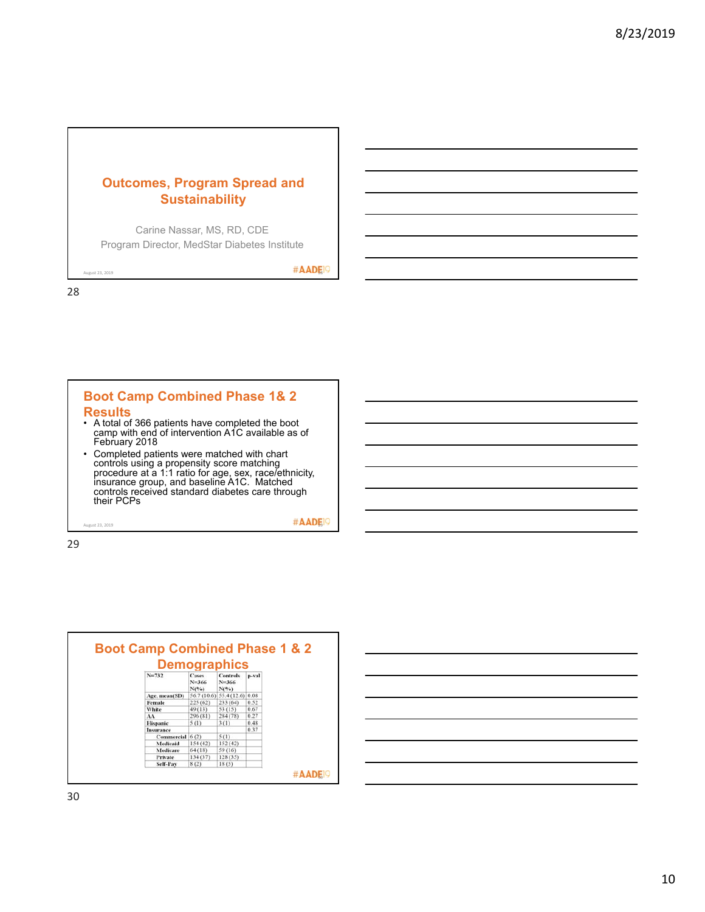## Outcomes, Program Spread and Sustainability

Carine Nassar, MS, RD, CDE
Program Director, MedStar Diabetes Institute

August 23, 2019

#AADE19

28

## Boot Camp Combined Phase 1& 2 Results

- A total of 366 patients have completed the boot camp with end of intervention A1C available as of February 2018
- Completed patients were matched with chart controls using a propensity score matching procedure at a 1:1 ratio for age, sex, race/ethnicity, insurance group, and baseline A1C. Matched controls received standard diabetes care through their PCPs

August 23, 2019

#AADE19

29

## Boot Camp Combined Phase 1 & 2 Demographics

| N=732 | Cases N=366 N(%) | Controls N=366 N(%) | p-val |
|---|---|---|---|
| Age, mean(SD) | 56.7 (10.6) | 55.4 (12.6) | 0.08 |
| Female | 225 (62) | 233 (64) | 0.52 |
| White | 49 (13) | 53 (15) | 0.67 |
| AA | 296 (81) | 284 (78) | 0.27 |
| Hispanic | 5 (1) | 3 (1) | 0.48 |
| Insurance | | | 0.37 |
| Commercial | 6 (2) | 5 (1) | |
| Medicaid | 154 (42) | 152 (42) | |
| Medicare | 64 (18) | 59 (16) | |
| Private | 134 (37) | 128 (35) | |
| Self-Pay | 8 (2) | 18 (5) | |

#AADE19

30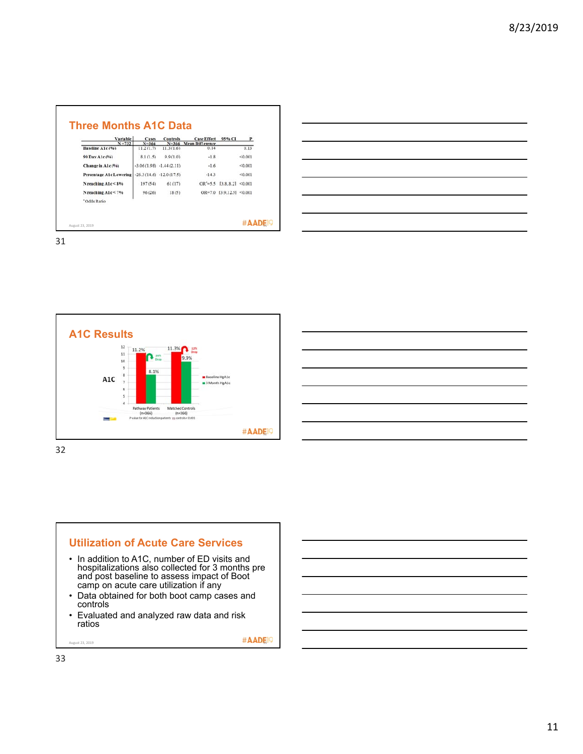## Three Months A1C Data

| Variable N=732 | Cases N=366 | Controls N=366 | Case Effect Mean Difference | 95% CI | P |
|---|---|---|---|---|---|
| Baseline A1c (%) | 11.2 (1.7) | 11.3 (1.6) | 0.14 | | 0.13 |
| 90 Day A1c (%) | 8.1 (1.5) | 9.9 (1.0) | -1.8 | | <0.001 |
| Change in A1c (%) | -3.06 (1.98) | -1.44 (2.11) | -1.6 | | <0.001 |
| Percentage A1c Lowering | -26.3 (14.6) | -12.0 (17.5) | -14.3 | | <0.001 |
| N reaching A1c < 8% | 197 (54) | 61 (17) | OR*=5.5 | [3.8, 8.2] | <0.001 |
| N reaching A1c < 7% | 96 (26) | 18 (5) | OR=7.0 | [3.9, 12.5] | <0.001 |

*Odds Ratio

August 23, 2019

## A1C Results

A1C

| | Baseline HgA1c | 3 Month HgA1c | |
|---|---|---|---|
| Pathway Patients (n=366) | 11.2% | 8.1% | 26% Drop |
| Matched Controls (n=366) | 11.3% | 9.9% | 12% Drop |

P value for A1C reduction patients vs controls < 0.001

## Utilization of Acute Care Services

- In addition to A1C, number of ED visits and hospitalizations also collected for 3 months pre and post baseline to assess impact of Boot camp on acute care utilization if any
- Data obtained for both boot camp cases and controls
- Evaluated and analyzed raw data and risk ratios

August 23, 2019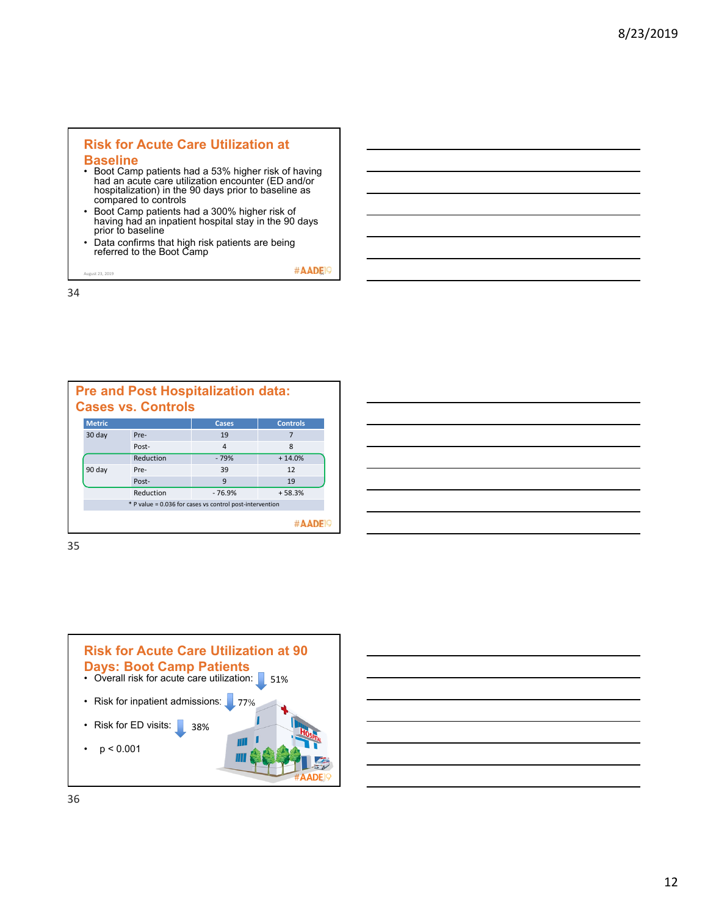## Risk for Acute Care Utilization at Baseline

- Boot Camp patients had a 53% higher risk of having had an acute care utilization encounter (ED and/or hospitalization) in the 90 days prior to baseline as compared to controls
- Boot Camp patients had a 300% higher risk of having had an inpatient hospital stay in the 90 days prior to baseline
- Data confirms that high risk patients are being referred to the Boot Camp

August 23, 2019

#AADE19

## Pre and Post Hospitalization data: Cases vs. Controls

| Metric | | Cases | Controls |
|---|---|---|---|
| 30 day | Pre- | 19 | 7 |
| | Post- | 4 | 8 |
| | Reduction | - 79% | + 14.0% |
| 90 day | Pre- | 39 | 12 |
| | Post- | 9 | 19 |
| | Reduction | - 76.9% | + 58.3% |
| * P value = 0.036 for cases vs control post-intervention | | | |

#AADE19

## Risk for Acute Care Utilization at 90 Days: Boot Camp Patients

- Overall risk for acute care utilization: ↓ 51%
- Risk for inpatient admissions: ↓ 77%
- Risk for ED visits: ↓ 38%
- $p < 0.001$

#AADE19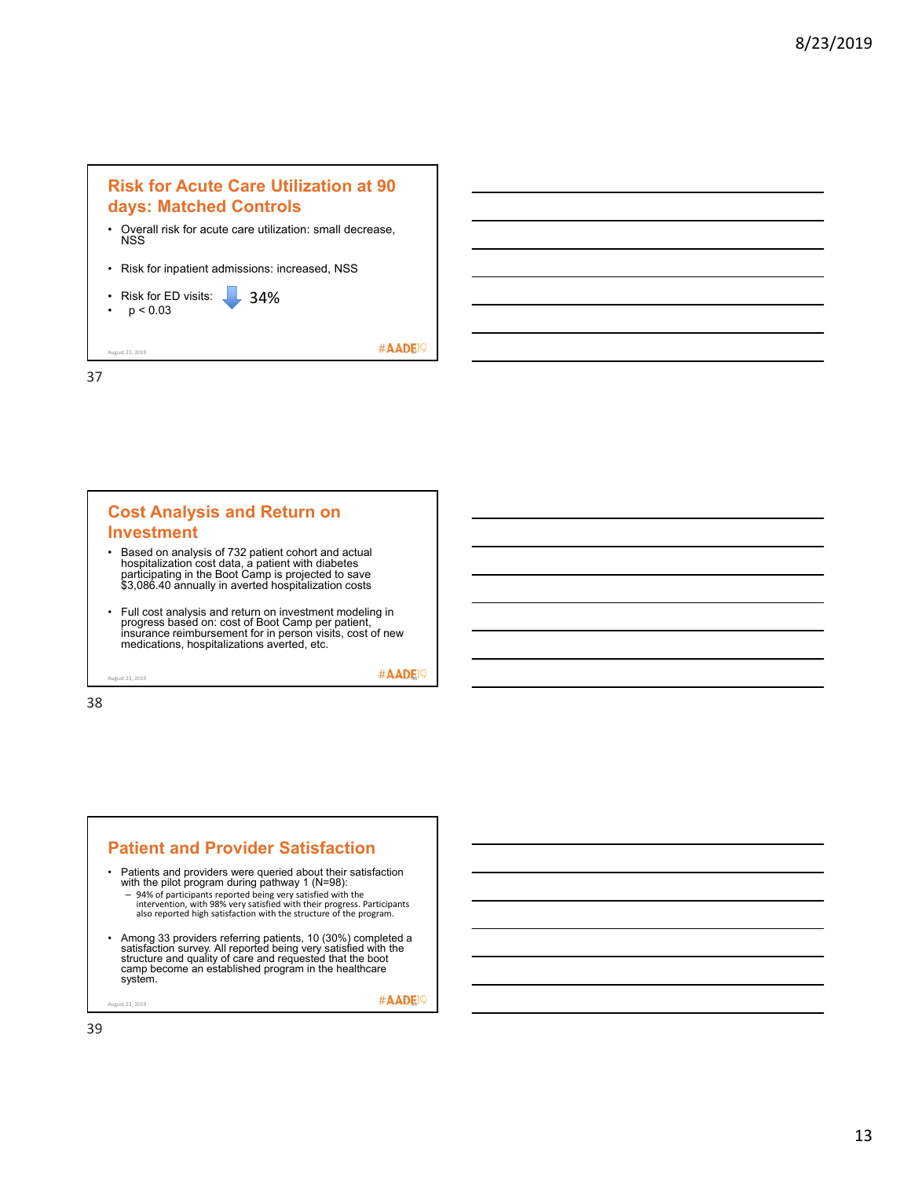## Risk for Acute Care Utilization at 90 days: Matched Controls

- Overall risk for acute care utilization: small decrease, NSS
- Risk for inpatient admissions: increased, NSS
- Risk for ED visits: ↓ 34%
- $p < 0.03$

## Cost Analysis and Return on Investment

- Based on analysis of 732 patient cohort and actual hospitalization cost data, a patient with diabetes participating in the Boot Camp is projected to save $3,086.40 annually in averted hospitalization costs
- Full cost analysis and return on investment modeling in progress based on: cost of Boot Camp per patient, insurance reimbursement for in person visits, cost of new medications, hospitalizations averted, etc.

## Patient and Provider Satisfaction

- Patients and providers were queried about their satisfaction with the pilot program during pathway 1 (N=98):
  - 94% of participants reported being very satisfied with the intervention, with 98% very satisfied with their progress. Participants also reported high satisfaction with the structure of the program.
- Among 33 providers referring patients, 10 (30%) completed a satisfaction survey. All reported being very satisfied with the structure and quality of care and requested that the boot camp become an established program in the healthcare system.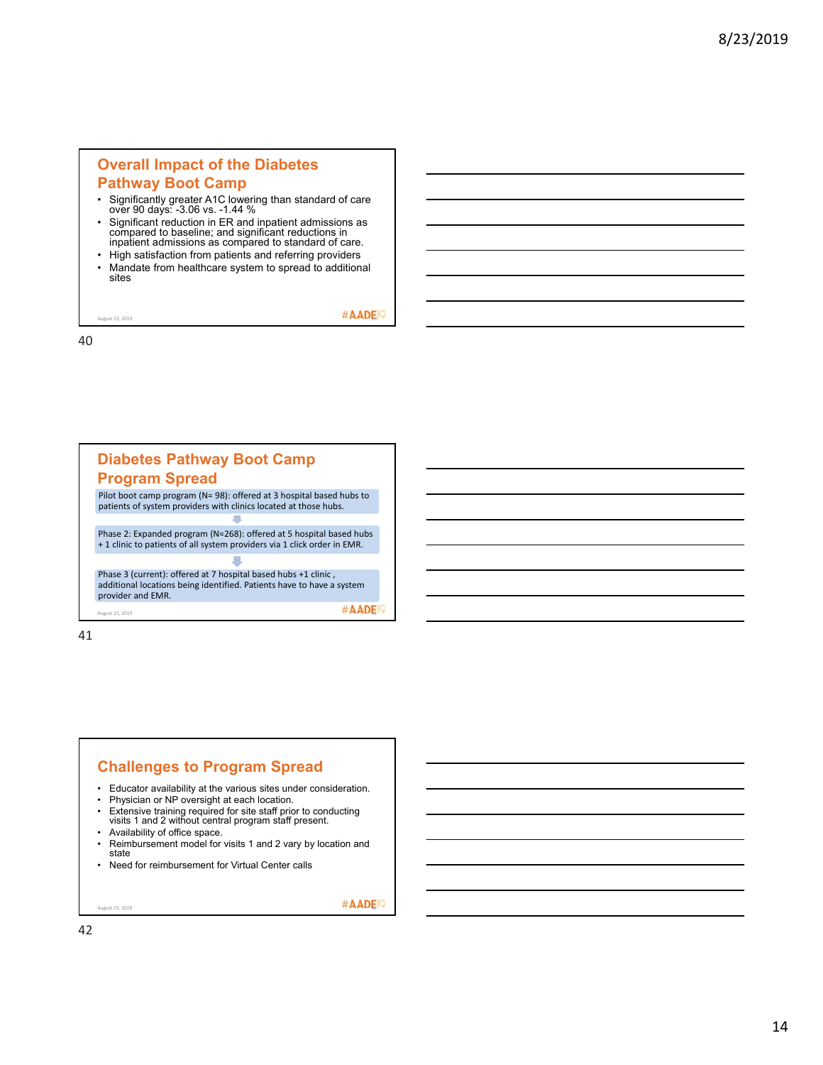## Overall Impact of the Diabetes Pathway Boot Camp

- Significantly greater A1C lowering than standard of care over 90 days: -3.06 vs. -1.44 %
- Significant reduction in ER and inpatient admissions as compared to baseline; and significant reductions in inpatient admissions as compared to standard of care.
- High satisfaction from patients and referring providers
- Mandate from healthcare system to spread to additional sites

## Diabetes Pathway Boot Camp Program Spread

Pilot boot camp program (N= 98): offered at 3 hospital based hubs to patients of system providers with clinics located at those hubs.

Phase 2: Expanded program (N=268): offered at 5 hospital based hubs + 1 clinic to patients of all system providers via 1 click order in EMR.

Phase 3 (current): offered at 7 hospital based hubs +1 clinic , additional locations being identified. Patients have to have a system provider and EMR.

## Challenges to Program Spread

- Educator availability at the various sites under consideration.
- Physician or NP oversight at each location.
- Extensive training required for site staff prior to conducting visits 1 and 2 without central program staff present.
- Availability of office space.
- Reimbursement model for visits 1 and 2 vary by location and state
- Need for reimbursement for Virtual Center calls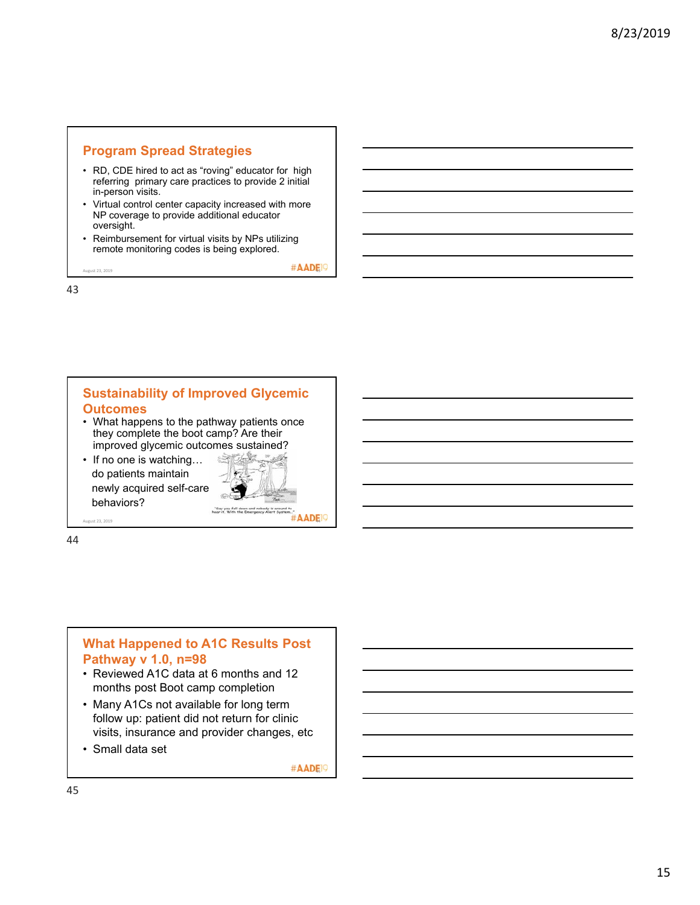## Program Spread Strategies

- RD, CDE hired to act as "roving" educator for high referring primary care practices to provide 2 initial in-person visits.
- Virtual control center capacity increased with more NP coverage to provide additional educator oversight.
- Reimbursement for virtual visits by NPs utilizing remote monitoring codes is being explored.

## Sustainability of Improved Glycemic Outcomes

- What happens to the pathway patients once they complete the boot camp? Are their improved glycemic outcomes sustained?
- If no one is watching… do patients maintain newly acquired self-care behaviors?

"Say you fell down and nobody is around to hear it. With the Emergency Alert System..."

## What Happened to A1C Results Post Pathway v 1.0, n=98

- Reviewed A1C data at 6 months and 12 months post Boot camp completion
- Many A1Cs not available for long term follow up: patient did not return for clinic visits, insurance and provider changes, etc
- Small data set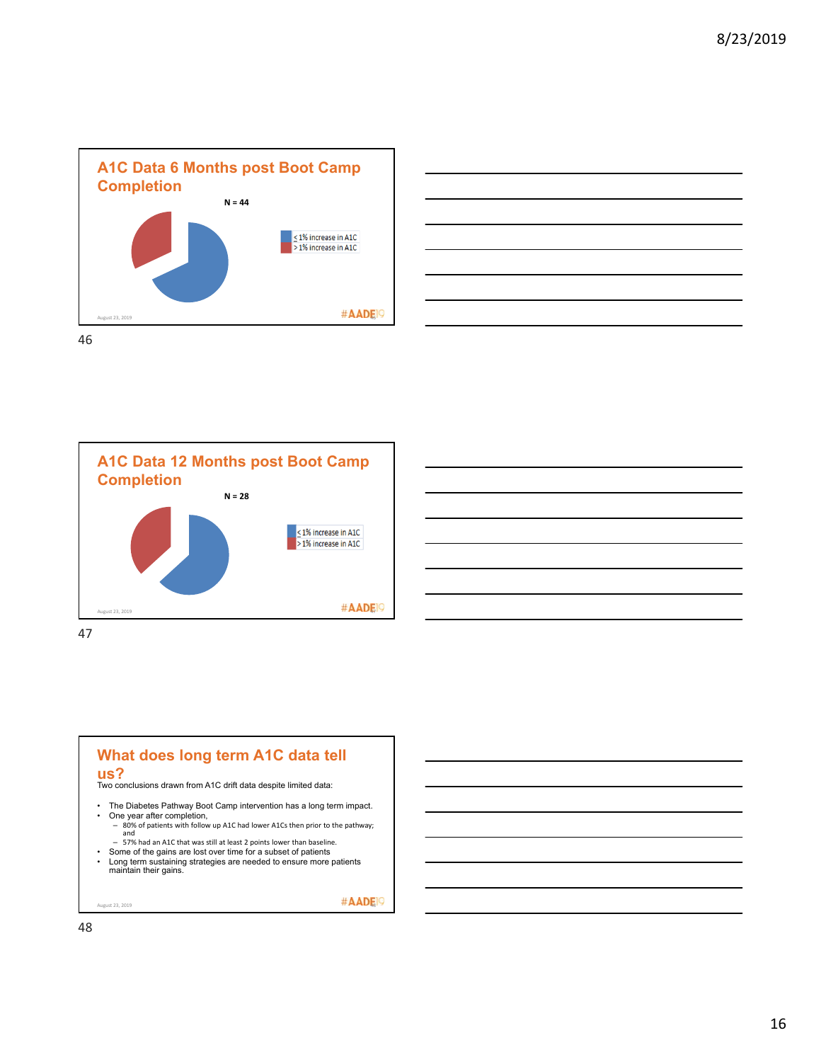## A1C Data 6 Months post Boot Camp Completion

N = 44

≤ 1% increase in A1C
> 1% increase in A1C

#AADE19

## A1C Data 12 Months post Boot Camp Completion

N = 28

≤ 1% increase in A1C
> 1% increase in A1C

#AADE19

## What does long term A1C data tell us?

Two conclusions drawn from A1C drift data despite limited data:

- The Diabetes Pathway Boot Camp intervention has a long term impact.
- One year after completion,
  - 80% of patients with follow up A1C had lower A1Cs then prior to the pathway; and
  - 57% had an A1C that was still at least 2 points lower than baseline.
- Some of the gains are lost over time for a subset of patients
- Long term sustaining strategies are needed to ensure more patients maintain their gains.

#AADE19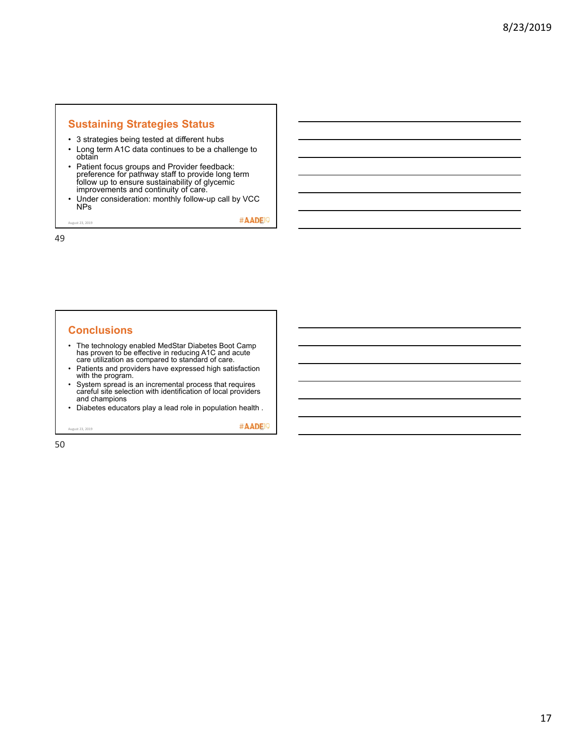## Sustaining Strategies Status

- 3 strategies being tested at different hubs
- Long term A1C data continues to be a challenge to obtain
- Patient focus groups and Provider feedback: preference for pathway staff to provide long term follow up to ensure sustainability of glycemic improvements and continuity of care.
- Under consideration: monthly follow-up call by VCC NPs

## Conclusions

- The technology enabled MedStar Diabetes Boot Camp has proven to be effective in reducing A1C and acute care utilization as compared to standard of care.
- Patients and providers have expressed high satisfaction with the program.
- System spread is an incremental process that requires careful site selection with identification of local providers and champions
- Diabetes educators play a lead role in population health .